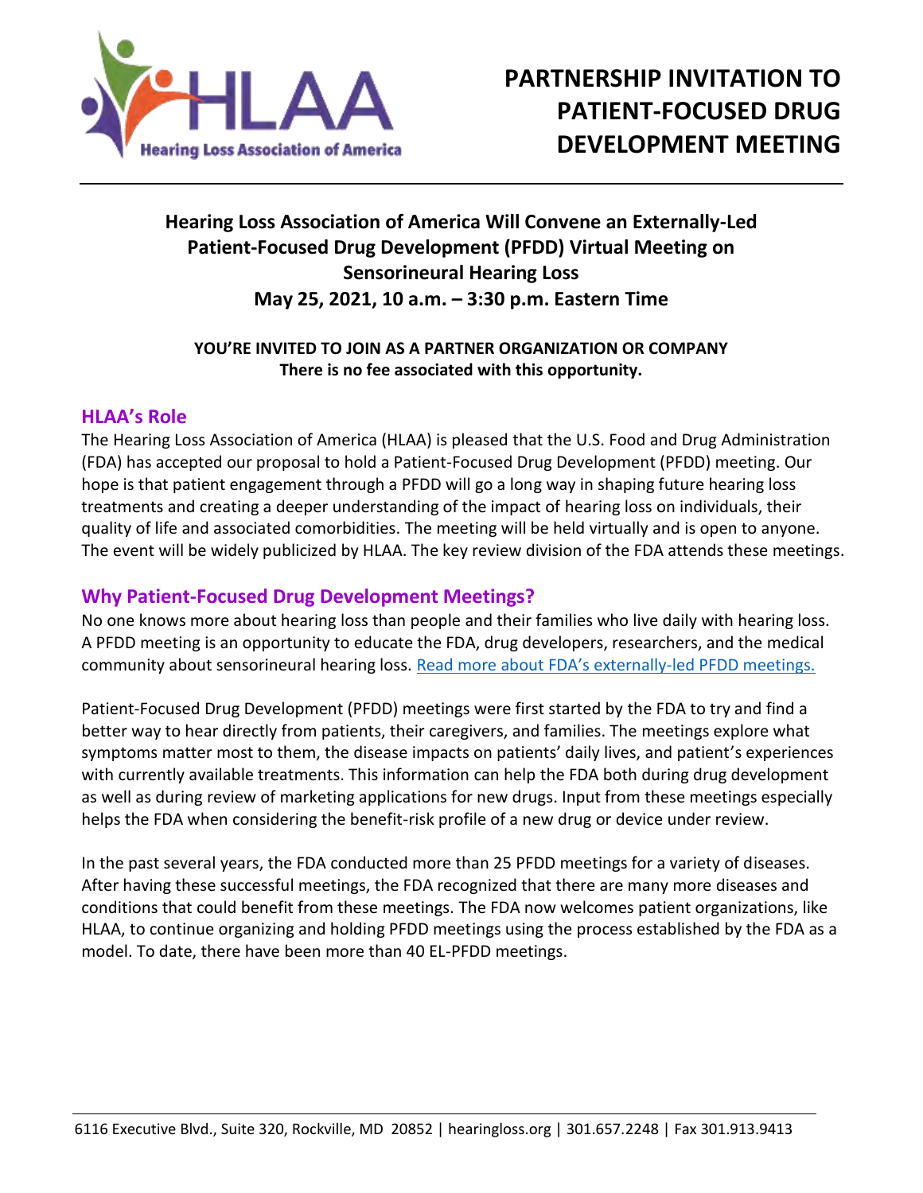# PARTNERSHIP INVITATION TO PATIENT-FOCUSED DRUG DEVELOPMENT MEETING

**Hearing Loss Association of America Will Convene an Externally-Led Patient-Focused Drug Development (PFDD) Virtual Meeting on Sensorineural Hearing Loss**
**May 25, 2021, 10 a.m. – 3:30 p.m. Eastern Time**

**YOU'RE INVITED TO JOIN AS A PARTNER ORGANIZATION OR COMPANY**
**There is no fee associated with this opportunity.**

## HLAA's Role

The Hearing Loss Association of America (HLAA) is pleased that the U.S. Food and Drug Administration (FDA) has accepted our proposal to hold a Patient-Focused Drug Development (PFDD) meeting. Our hope is that patient engagement through a PFDD will go a long way in shaping future hearing loss treatments and creating a deeper understanding of the impact of hearing loss on individuals, their quality of life and associated comorbidities. The meeting will be held virtually and is open to anyone. The event will be widely publicized by HLAA. The key review division of the FDA attends these meetings.

## Why Patient-Focused Drug Development Meetings?

No one knows more about hearing loss than people and their families who live daily with hearing loss. A PFDD meeting is an opportunity to educate the FDA, drug developers, researchers, and the medical community about sensorineural hearing loss. Read more about FDA's externally-led PFDD meetings.

Patient-Focused Drug Development (PFDD) meetings were first started by the FDA to try and find a better way to hear directly from patients, their caregivers, and families. The meetings explore what symptoms matter most to them, the disease impacts on patients' daily lives, and patient's experiences with currently available treatments. This information can help the FDA both during drug development as well as during review of marketing applications for new drugs. Input from these meetings especially helps the FDA when considering the benefit-risk profile of a new drug or device under review.

In the past several years, the FDA conducted more than 25 PFDD meetings for a variety of diseases. After having these successful meetings, the FDA recognized that there are many more diseases and conditions that could benefit from these meetings. The FDA now welcomes patient organizations, like HLAA, to continue organizing and holding PFDD meetings using the process established by the FDA as a model. To date, there have been more than 40 EL-PFDD meetings.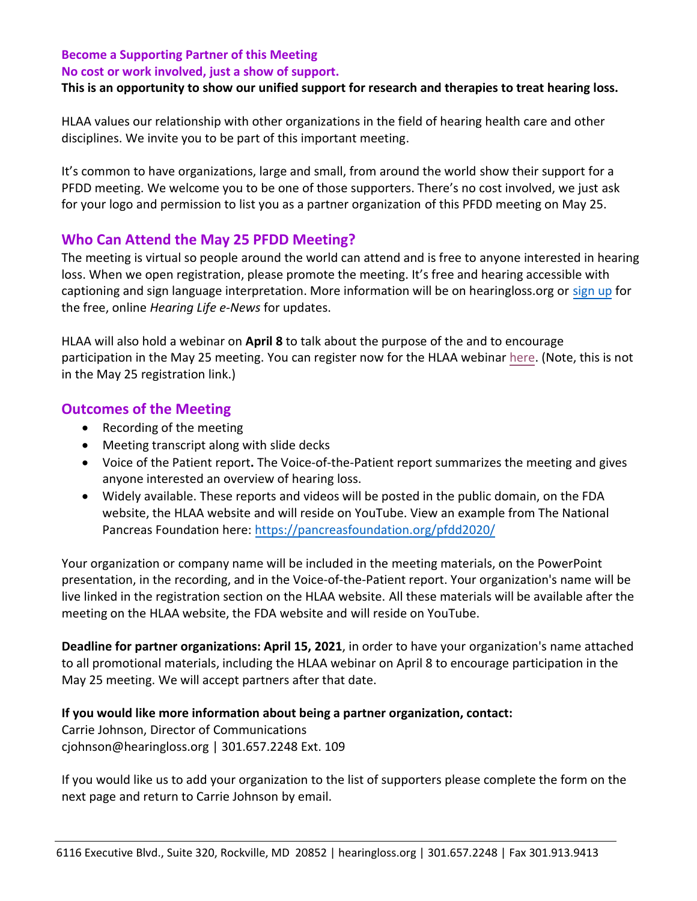**Become a Supporting Partner of this Meeting**
**No cost or work involved, just a show of support.**
**This is an opportunity to show our unified support for research and therapies to treat hearing loss.**

HLAA values our relationship with other organizations in the field of hearing health care and other disciplines. We invite you to be part of this important meeting.

It's common to have organizations, large and small, from around the world show their support for a PFDD meeting. We welcome you to be one of those supporters. There's no cost involved, we just ask for your logo and permission to list you as a partner organization of this PFDD meeting on May 25.

## Who Can Attend the May 25 PFDD Meeting?

The meeting is virtual so people around the world can attend and is free to anyone interested in hearing loss. When we open registration, please promote the meeting. It's free and hearing accessible with captioning and sign language interpretation. More information will be on hearingloss.org or sign up for the free, online *Hearing Life e-News* for updates.

HLAA will also hold a webinar on **April 8** to talk about the purpose of the and to encourage participation in the May 25 meeting. You can register now for the HLAA webinar here. (Note, this is not in the May 25 registration link.)

## Outcomes of the Meeting

- Recording of the meeting
- Meeting transcript along with slide decks
- Voice of the Patient report**.** The Voice-of-the-Patient report summarizes the meeting and gives anyone interested an overview of hearing loss.
- Widely available. These reports and videos will be posted in the public domain, on the FDA website, the HLAA website and will reside on YouTube. View an example from The National Pancreas Foundation here: https://pancreasfoundation.org/pfdd2020/

Your organization or company name will be included in the meeting materials, on the PowerPoint presentation, in the recording, and in the Voice-of-the-Patient report. Your organization's name will be live linked in the registration section on the HLAA website. All these materials will be available after the meeting on the HLAA website, the FDA website and will reside on YouTube.

**Deadline for partner organizations: April 15, 2021**, in order to have your organization's name attached to all promotional materials, including the HLAA webinar on April 8 to encourage participation in the May 25 meeting. We will accept partners after that date.

**If you would like more information about being a partner organization, contact:**
Carrie Johnson, Director of Communications
cjohnson@hearingloss.org | 301.657.2248 Ext. 109

If you would like us to add your organization to the list of supporters please complete the form on the next page and return to Carrie Johnson by email.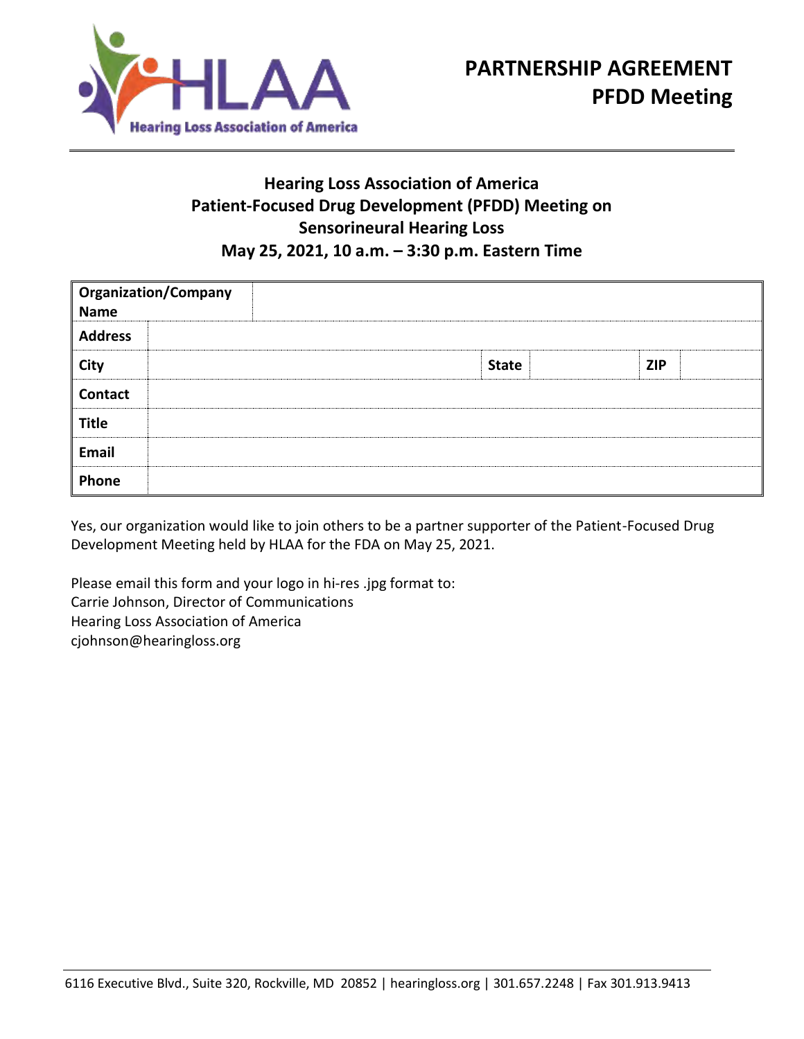# PARTNERSHIP AGREEMENT PFDD Meeting

## Hearing Loss Association of America Patient-Focused Drug Development (PFDD) Meeting on Sensorineural Hearing Loss May 25, 2021, 10 a.m. – 3:30 p.m. Eastern Time

| | | | | | |
|---|---|---|---|---|---|
| **Organization/Company Name** | | | | | |
| **Address** | | | | | |
| **City** | | **State** | | **ZIP** | |
| **Contact** | | | | | |
| **Title** | | | | | |
| **Email** | | | | | |
| **Phone** | | | | | |

Yes, our organization would like to join others to be a partner supporter of the Patient-Focused Drug Development Meeting held by HLAA for the FDA on May 25, 2021.

Please email this form and your logo in hi-res .jpg format to:
Carrie Johnson, Director of Communications
Hearing Loss Association of America
cjohnson@hearingloss.org

6116 Executive Blvd., Suite 320, Rockville, MD 20852 | hearingloss.org | 301.657.2248 | Fax 301.913.9413